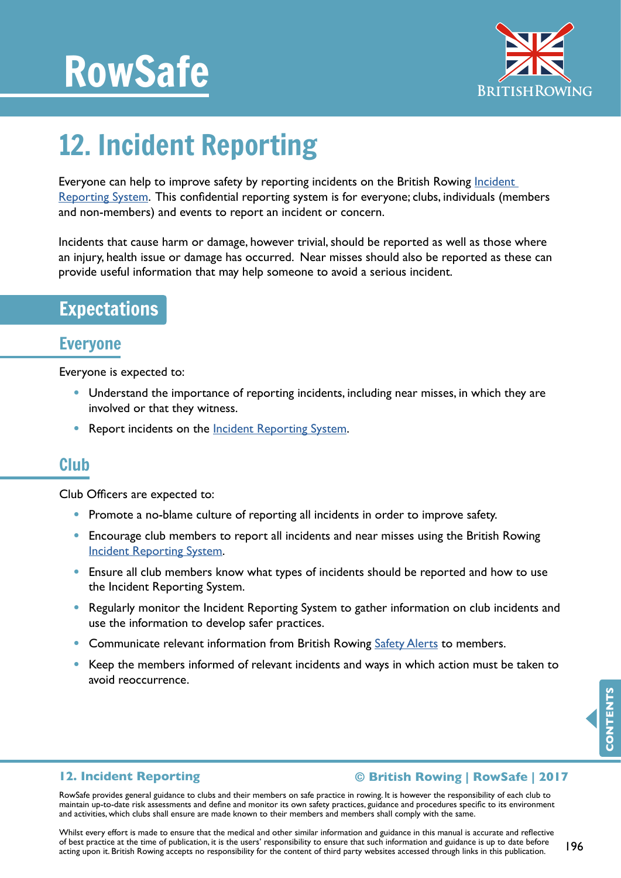# 12. Incident Reporting

Everyone can help to improve safety by reporting incidents on the British Rowing Incident Reporting System. This confidential reporting system is for everyone; clubs, individuals (members and non-members) and events to report an incident or concern.

Incidents that cause harm or damage, however trivial, should be reported as well as those where an injury, health issue or damage has occurred. Near misses should also be reported as these can provide useful information that may help someone to avoid a serious incident.

## Expectations

### Everyone

Everyone is expected to:

- Understand the importance of reporting incidents, including near misses, in which they are involved or that they witness.
- Report incidents on the Incident Reporting System.

### Club

Club Officers are expected to:

- Promote a no-blame culture of reporting all incidents in order to improve safety.
- Encourage club members to report all incidents and near misses using the British Rowing Incident Reporting System.
- Ensure all club members know what types of incidents should be reported and how to use the Incident Reporting System.
- Regularly monitor the Incident Reporting System to gather information on club incidents and use the information to develop safer practices.
- Communicate relevant information from British Rowing Safety Alerts to members.
- Keep the members informed of relevant incidents and ways in which action must be taken to avoid reoccurrence.

RowSafe provides general guidance to clubs and their members on safe practice in rowing. It is however the responsibility of each club to maintain up-to-date risk assessments and define and monitor its own safety practices, guidance and procedures specific to its environment and activities, which clubs shall ensure are made known to their members and members shall comply with the same.

Whilst every effort is made to ensure that the medical and other similar information and guidance in this manual is accurate and reflective of best practice at the time of publication, it is the users' responsibility to ensure that such information and guidance is up to date before acting upon it. British Rowing accepts no responsibility for the content of third party websites accessed through links in this publication.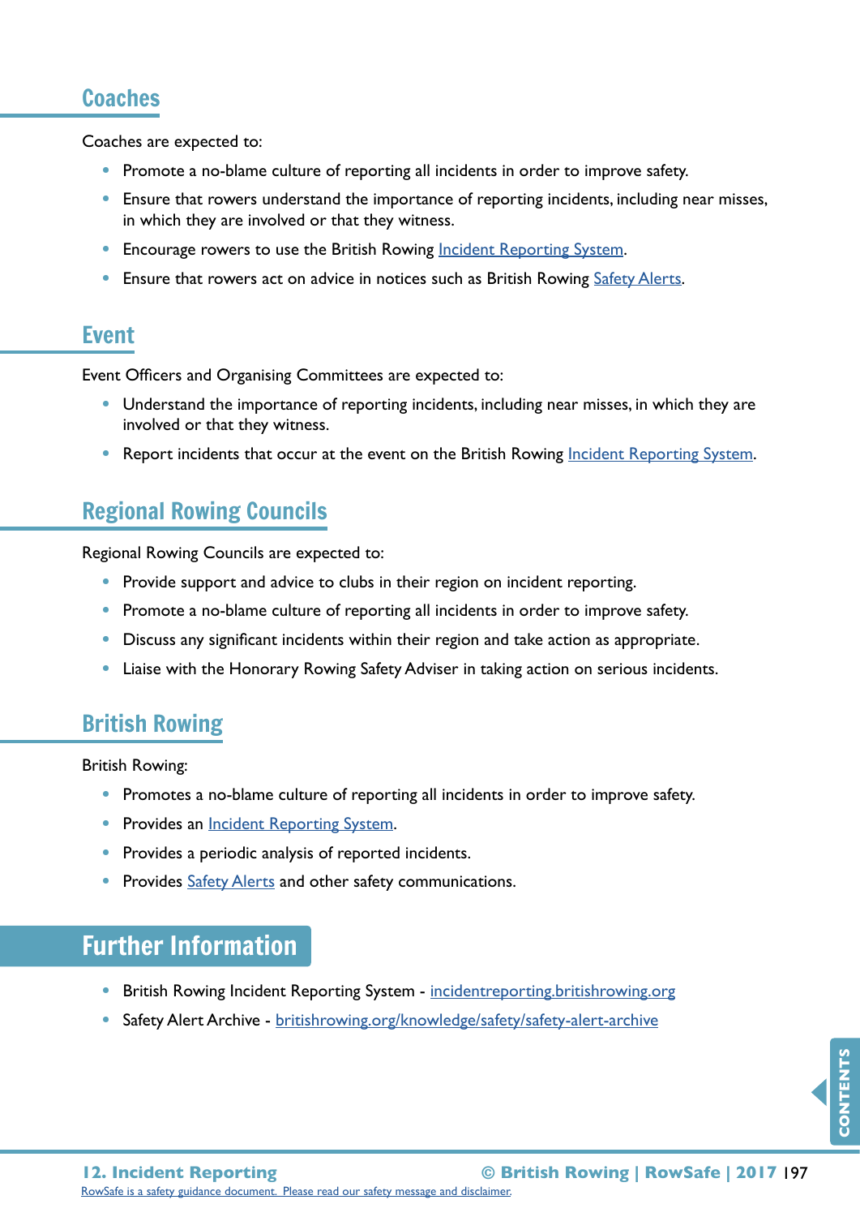## Coaches

Coaches are expected to:

- Promote a no-blame culture of reporting all incidents in order to improve safety.
- Ensure that rowers understand the importance of reporting incidents, including near misses, in which they are involved or that they witness.
- Encourage rowers to use the British Rowing Incident Reporting System.
- Ensure that rowers act on advice in notices such as British Rowing Safety Alerts.

## Event

Event Officers and Organising Committees are expected to:

- Understand the importance of reporting incidents, including near misses, in which they are involved or that they witness.
- Report incidents that occur at the event on the British Rowing Incident Reporting System.

## Regional Rowing Councils

Regional Rowing Councils are expected to:

- Provide support and advice to clubs in their region on incident reporting.
- Promote a no-blame culture of reporting all incidents in order to improve safety.
- Discuss any significant incidents within their region and take action as appropriate.
- Liaise with the Honorary Rowing Safety Adviser in taking action on serious incidents.

## British Rowing

British Rowing:

- Promotes a no-blame culture of reporting all incidents in order to improve safety.
- Provides an Incident Reporting System.
- Provides a periodic analysis of reported incidents.
- Provides Safety Alerts and other safety communications.

# Further Information

- British Rowing Incident Reporting System - incidentreporting.britishrowing.org
- Safety Alert Archive - britishrowing.org/knowledge/safety/safety-alert-archive